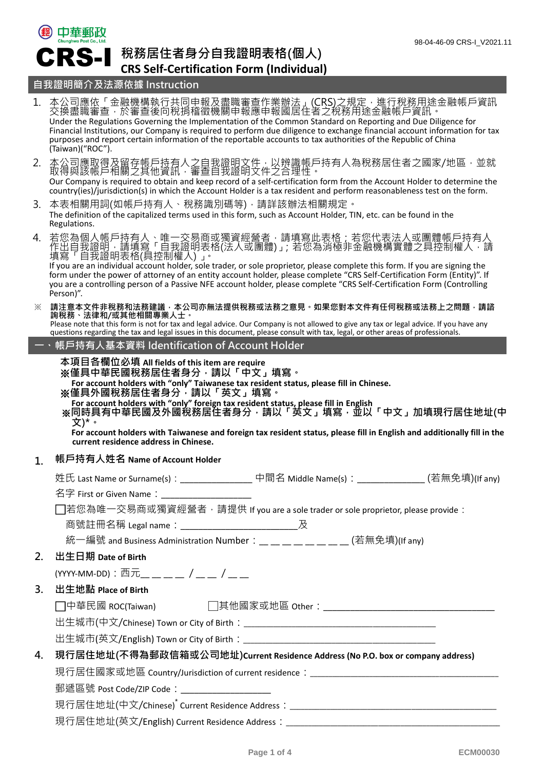中華郵政 Chunghwa Post Co., Ltd.

98-04-46-09 CRS-I_V2021.11

# CRS-I 稅務居住者身分自我證明表格(個人) CRS Self-Certification Form (Individual)

## 自我證明簡介及法源依據 Instruction

1. 本公司應依「金融機構執行共同申報及盡職審查作業辦法」(CRS)之規定，進行稅務用途金融帳戶資訊交換盡職審查，於審查後向稅捐稽徵機關申報應申報國居住者之稅務用途金融帳戶資訊。
   Under the Regulations Governing the Implementation of the Common Standard on Reporting and Due Diligence for Financial Institutions, our Company is required to perform due diligence to exchange financial account information for tax purposes and report certain information of the reportable accounts to tax authorities of the Republic of China (Taiwan)("ROC").
2. 本公司應取得及留存帳戶持有人之自我證明文件，以辨識帳戶持有人為稅務居住者之國家/地區，並就取得與該帳戶相關之其他資訊，審查自我證明文件之合理性。
   Our Company is required to obtain and keep record of a self-certification form from the Account Holder to determine the country(ies)/jurisdiction(s) in which the Account Holder is a tax resident and perform reasonableness test on the form.
3. 本表相關用詞(如帳戶持有人、稅務識別碼等)，請詳該辦法相關規定。
   The definition of the capitalized terms used in this form, such as Account Holder, TIN, etc. can be found in the Regulations.
4. 若您為個人帳戶持有人、唯一交易商或獨資經營者，請填寫此表格；若您代表法人或團體帳戶持有人作出自我證明，請填寫「自我證明表格(法人或團體)」；若您為消極非金融機構實體之具控制權人，請填寫「自我證明表格(具控制權人)」。
   If you are an individual account holder, sole trader, or sole proprietor, please complete this form. If you are signing the form under the power of attorney of an entity account holder, please complete "CRS Self-Certification Form (Entity)". If you are a controlling person of a Passive NFE account holder, please complete "CRS Self-Certification Form (Controlling Person)".

※ **請注意本文件非稅務和法務建議，本公司亦無法提供稅務或法務之意見。如果您對本文件有任何稅務或法務上之問題，請諮詢稅務、法律和/或其他相關專業人士。**
Please note that this form is not for tax and legal advice. Our Company is not allowed to give any tax or legal advice. If you have any questions regarding the tax and legal issues in this document, please consult with tax, legal, or other areas of professionals.

## 一、帳戶持有人基本資料 Identification of Account Holder

**本項目各欄位必填 All fields of this item are require**

**※僅具中華民國稅務居住者身分，請以「中文」填寫。**
**For account holders with "only" Taiwanese tax resident status, please fill in Chinese.**

**※僅具外國稅務居住者身分，請以「英文」填寫。**
**For account holders with "only" foreign tax resident status, please fill in English**

**※同時具有中華民國及外國稅務居住者身分，請以「英文」填寫，並以「中文」加填現行居住地址(中文)*。**
**For account holders with Taiwanese and foreign tax resident status, please fill in English and additionally fill in the current residence address in Chinese.**

### 1. 帳戶持有人姓名 Name of Account Holder

姓氏 Last Name or Surname(s)：_______________ 中間名 Middle Name(s)：______________ (若無免填)(If any)

名字 First or Given Name：____________________

☐若您為唯一交易商或獨資經營者，請提供 If you are a sole trader or sole proprietor, please provide：

商號註冊名稱 Legal name：__________________________及

統一編號 and Business Administration Number：_ _ _ _ _ _ _ _ (若無免填)(If any)

### 2. 出生日期 Date of Birth

(YYYY-MM-DD)：西元_ _ _ _ / _ _ / _ _

### 3. 出生地點 Place of Birth

☐中華民國 ROC(Taiwan) ☐其他國家或地區 Other：__________________________________

出生城市(中文/Chinese) Town or City of Birth：__________________________________________

出生城市(英文/English) Town or City of Birth：__________________________________________

### 4. 現行居住地址(不得為郵政信箱或公司地址)Current Residence Address (No P.O. box or company address)

現行居住國家或地區 Country/Jurisdiction of current residence：__________________________________________

郵遞區號 Post Code/ZIP Code：____________________

現行居住地址(中文/Chinese)* Current Residence Address：______________________________________________

現行居住地址(英文/English) Current Residence Address：______________________________________________

ECM00030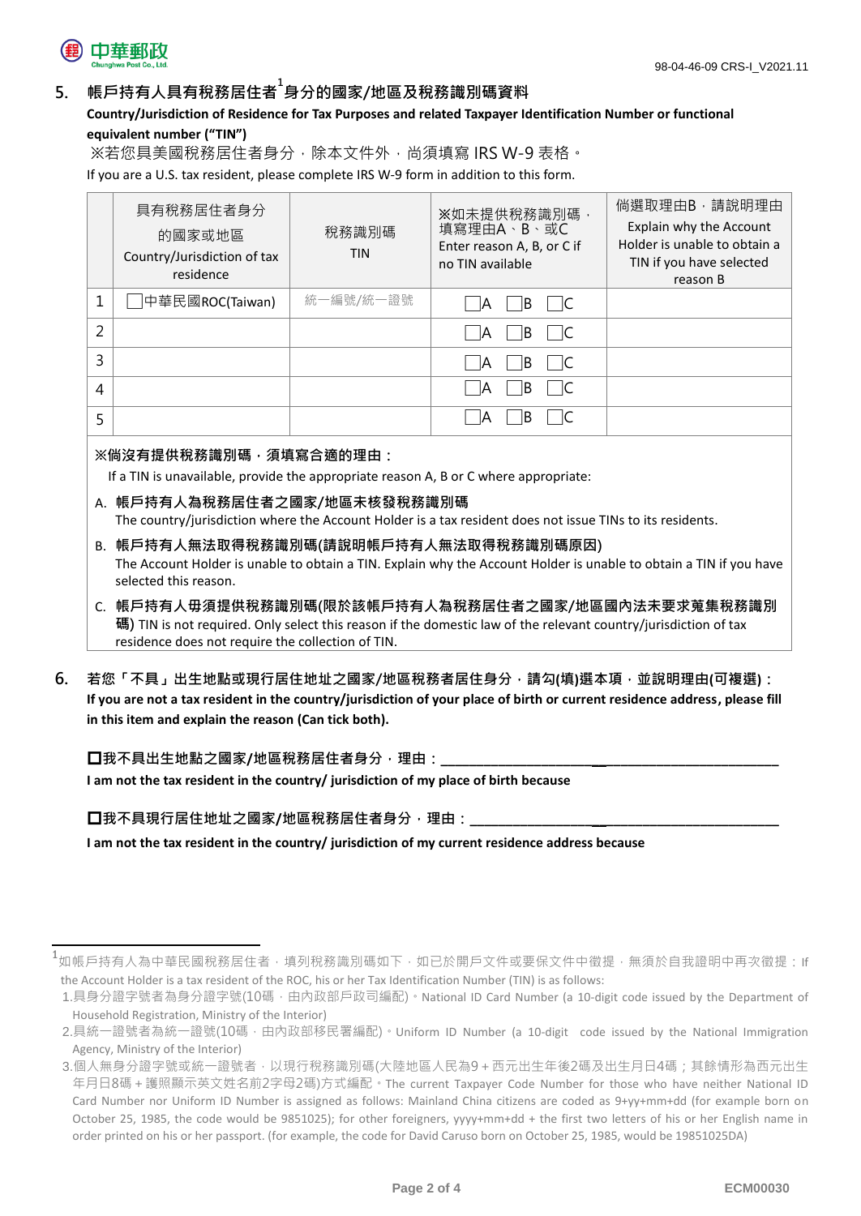## 5. 帳戶持有人具有稅務居住者[1]身分的國家/地區及稅務識別碼資料

**Country/Jurisdiction of Residence for Tax Purposes and related Taxpayer Identification Number or functional equivalent number ("TIN")**

※若您具美國稅務居住者身分，除本文件外，尚須填寫 IRS W-9 表格。

If you are a U.S. tax resident, please complete IRS W-9 form in addition to this form.

| | 具有稅務居住者身分的國家或地區 Country/Jurisdiction of tax residence | 稅務識別碼 TIN | ※如未提供稅務識別碼，填寫理由A、B、或C Enter reason A, B, or C if no TIN available | 倘選取理由B，請說明理由 Explain why the Account Holder is unable to obtain a TIN if you have selected reason B |
|---|---|---|---|---|
| 1 | ☐中華民國ROC(Taiwan) | 統一編號/統一證號 | ☐A ☐B ☐C | |
| 2 | | | ☐A ☐B ☐C | |
| 3 | | | ☐A ☐B ☐C | |
| 4 | | | ☐A ☐B ☐C | |
| 5 | | | ☐A ☐B ☐C | |

**※倘沒有提供稅務識別碼，須填寫合適的理由：**

If a TIN is unavailable, provide the appropriate reason A, B or C where appropriate:

A. **帳戶持有人為稅務居住者之國家/地區未核發稅務識別碼**
The country/jurisdiction where the Account Holder is a tax resident does not issue TINs to its residents.

B. **帳戶持有人無法取得稅務識別碼(請說明帳戶持有人無法取得稅務識別碼原因)**
The Account Holder is unable to obtain a TIN. Explain why the Account Holder is unable to obtain a TIN if you have selected this reason.

C. **帳戶持有人毋須提供稅務識別碼(限於該帳戶持有人為稅務居住者之國家/地區國內法未要求蒐集稅務識別碼)** TIN is not required. Only select this reason if the domestic law of the relevant country/jurisdiction of tax residence does not require the collection of TIN.

## 6. 若您「不具」出生地點或現行居住地址之國家/地區稅務者居住身分，請勾(填)選本項，並說明理由(可複選)：

**If you are not a tax resident in the country/jurisdiction of your place of birth or current residence address, please fill in this item and explain the reason (Can tick both).**

**☐我不具出生地點之國家/地區稅務居住者身分，理由：\_\_\_\_\_\_\_\_\_\_\_\_\_\_\_\_\_\_\_\_\_\_\_\_\_\_\_\_\_\_\_\_\_\_\_\_\_\_\_\_\_\_\_\_**

**I am not the tax resident in the country/ jurisdiction of my place of birth because**

**☐我不具現行居住地址之國家/地區稅務居住者身分，理由：\_\_\_\_\_\_\_\_\_\_\_\_\_\_\_\_\_\_\_\_\_\_\_\_\_\_\_\_\_\_\_\_\_\_\_\_\_\_\_\_**

**I am not the tax resident in the country/ jurisdiction of my current residence address because**

---

[1]如帳戶持有人為中華民國稅務居住者，填列稅務識別碼如下，如已於開戶文件或要保文件中徵提，無須於自我證明中再次徵提：If the Account Holder is a tax resident of the ROC, his or her Tax Identification Number (TIN) is as follows:

1. 具身分證字號者為身分證字號(10碼，由內政部戶政司編配)。National ID Card Number (a 10-digit code issued by the Department of Household Registration, Ministry of the Interior)
2. 具統一證號者為統一證號(10碼，由內政部移民署編配)。Uniform ID Number (a 10-digit code issued by the National Immigration Agency, Ministry of the Interior)
3. 個人無身分證字號或統一證號者，以現行稅務識別碼(大陸地區人民為9＋西元出生年後2碼及出生月日4碼；其餘情形為西元出生年月日8碼＋護照顯示英文姓名前2字母2碼)方式編配。The current Taxpayer Code Number for those who have neither National ID Card Number nor Uniform ID Number is assigned as follows: Mainland China citizens are coded as 9+yy+mm+dd (for example born on October 25, 1985, the code would be 9851025); for other foreigners, yyyy+mm+dd + the first two letters of his or her English name in order printed on his or her passport. (for example, the code for David Caruso born on October 25, 1985, would be 19851025DA)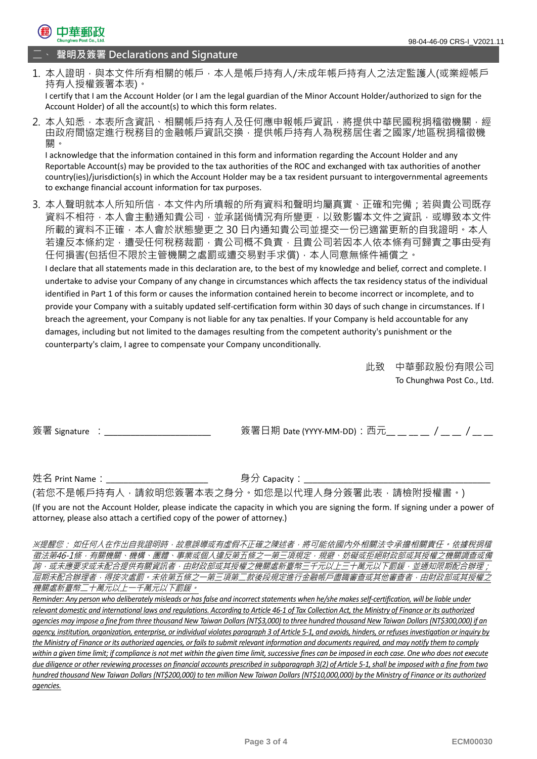## 二、 聲明及簽署 Declarations and Signature

1. 本人證明，與本文件所有相關的帳戶，本人是帳戶持有人/未成年帳戶持有人之法定監護人(或業經帳戶持有人授權簽署本表)。
   I certify that I am the Account Holder (or I am the legal guardian of the Minor Account Holder/authorized to sign for the Account Holder) of all the account(s) to which this form relates.

2. 本人知悉，本表所含資訊、相關帳戶持有人及任何應申報帳戶資訊，將提供中華民國稅捐稽徵機關，經由政府間協定進行稅務目的金融帳戶資訊交換，提供帳戶持有人為稅務居住者之國家/地區稅捐稽徵機關。
   I acknowledge that the information contained in this form and information regarding the Account Holder and any Reportable Account(s) may be provided to the tax authorities of the ROC and exchanged with tax authorities of another country(ies)/jurisdiction(s) in which the Account Holder may be a tax resident pursuant to intergovernmental agreements to exchange financial account information for tax purposes.

3. 本人聲明就本人所知所信，本文件內所填報的所有資料和聲明均屬真實、正確和完備；若與貴公司既存資料不相符，本人會主動通知貴公司，並承諾倘情況有所變更，以致影響本文件之資訊，或導致本文件所載的資料不正確，本人會於狀態變更之 30 日內通知貴公司並提交一份已適當更新的自我證明。本人若違反本條約定，遭受任何稅務裁罰，貴公司概不負責，且貴公司若因本人依本條有可歸責之事由受有任何損害(包括但不限於主管機關之處罰或遭交易對手求償)，本人同意無條件補償之。
   I declare that all statements made in this declaration are, to the best of my knowledge and belief, correct and complete. I undertake to advise your Company of any change in circumstances which affects the tax residency status of the individual identified in Part 1 of this form or causes the information contained herein to become incorrect or incomplete, and to provide your Company with a suitably updated self-certification form within 30 days of such change in circumstances. If I breach the agreement, your Company is not liable for any tax penalties. If your Company is held accountable for any damages, including but not limited to the damages resulting from the competent authority's punishment or the counterparty's claim, I agree to compensate your Company unconditionally.

此致　中華郵政股份有限公司
To Chunghwa Post Co., Ltd.

簽署 Signature ：________________________　　簽署日期 Date (YYYY-MM-DD)：西元_ _ _ _ / _ _ / _ _

姓名 Print Name：_____________________　　身分 Capacity：______________________________________

(若您不是帳戶持有人，請敘明您簽署本表之身分。如您是以代理人身分簽署此表，請檢附授權書。)

(If you are not the Account Holder, please indicate the capacity in which you are signing the form. If signing under a power of attorney, please also attach a certified copy of the power of attorney.)

*※提醒您： 如任何人在作出自我證明時，故意誤導或有虛假不正確之陳述者，將可能依國內外相關法令承擔相關責任。依據稅捐稽徵法第46-1條，有關機關、機構、團體、事業或個人違反第五條之一第三項規定，規避、妨礙或拒絕財政部或其授權之機關調查或備詢，或未應要求或未配合提供有關資訊者，由財政部或其授權之機關處新臺幣三千元以上三十萬元以下罰鍰，並通知限期配合辦理；屆期未配合辦理者，得按次處罰。未依第五條之一第三項第二款後段規定進行金融帳戶盡職審查或其他審查者，由財政部或其授權之機關處新臺幣二十萬元以上一千萬元以下罰鍰。*

*Reminder: Any person who deliberately misleads or has false and incorrect statements when he/she makes self-certification, will be liable under relevant domestic and international laws and regulations. According to Article 46-1 of Tax Collection Act, the Ministry of Finance or its authorized agencies may impose a fine from three thousand New Taiwan Dollars (NT$3,000) to three hundred thousand New Taiwan Dollars (NT$300,000) if an agency, institution, organization, enterprise, or individual violates paragraph 3 of Article 5-1, and avoids, hinders, or refuses investigation or inquiry by the Ministry of Finance or its authorized agencies, or fails to submit relevant information and documents required, and may notify them to comply within a given time limit; if compliance is not met within the given time limit, successive fines can be imposed in each case. One who does not execute due diligence or other reviewing processes on financial accounts prescribed in subparagraph 3(2) of Article 5-1, shall be imposed with a fine from two hundred thousand New Taiwan Dollars (NT$200,000) to ten million New Taiwan Dollars (NT$10,000,000) by the Ministry of Finance or its authorized agencies.*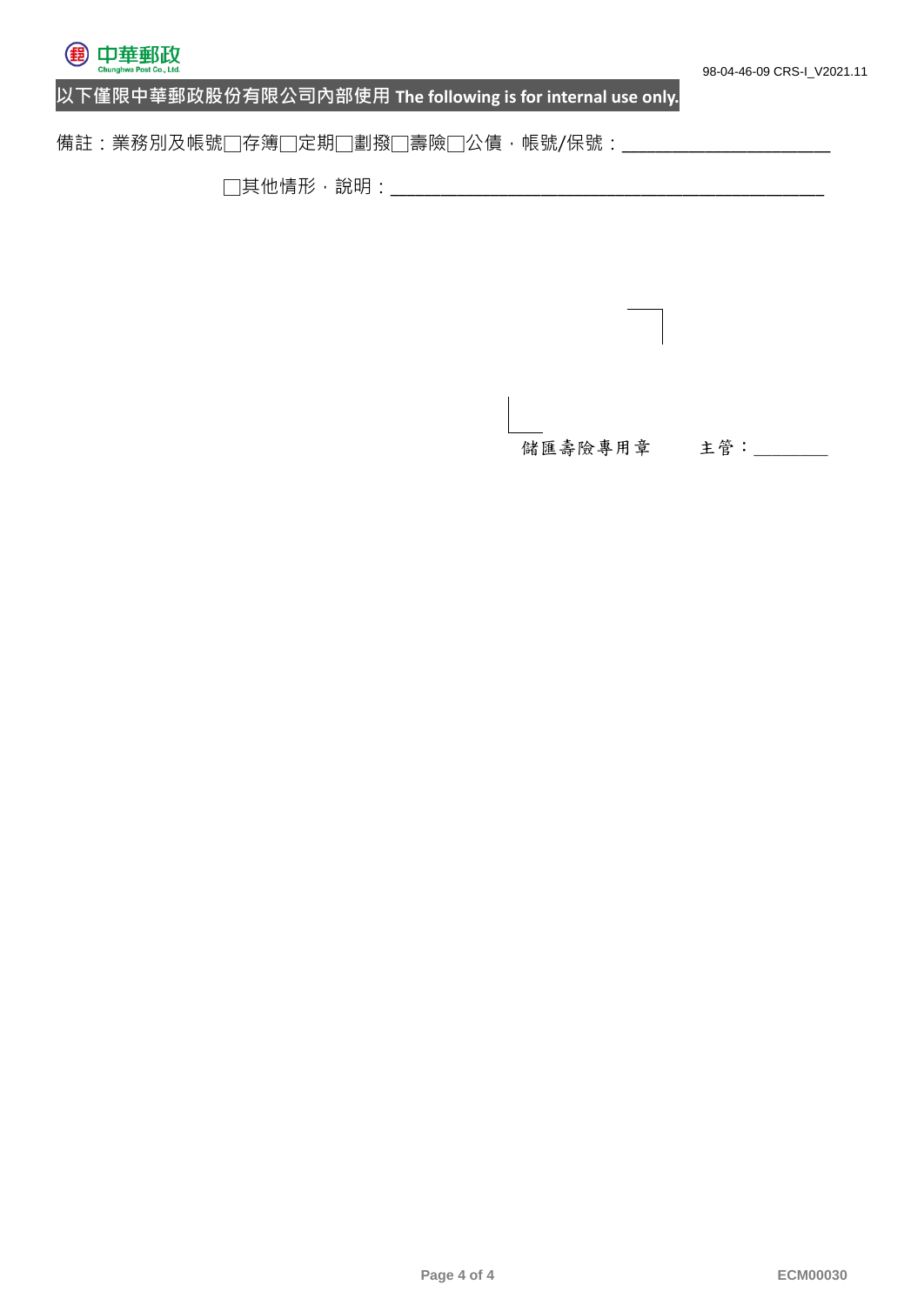**以下僅限中華郵政股份有限公司內部使用 The following is for internal use only.**

備註：業務別及帳號□存簿□定期□劃撥□壽險□公債，帳號/保號：______________________

□其他情形，說明：______________________________________________

儲匯壽險專用章　　主管：________